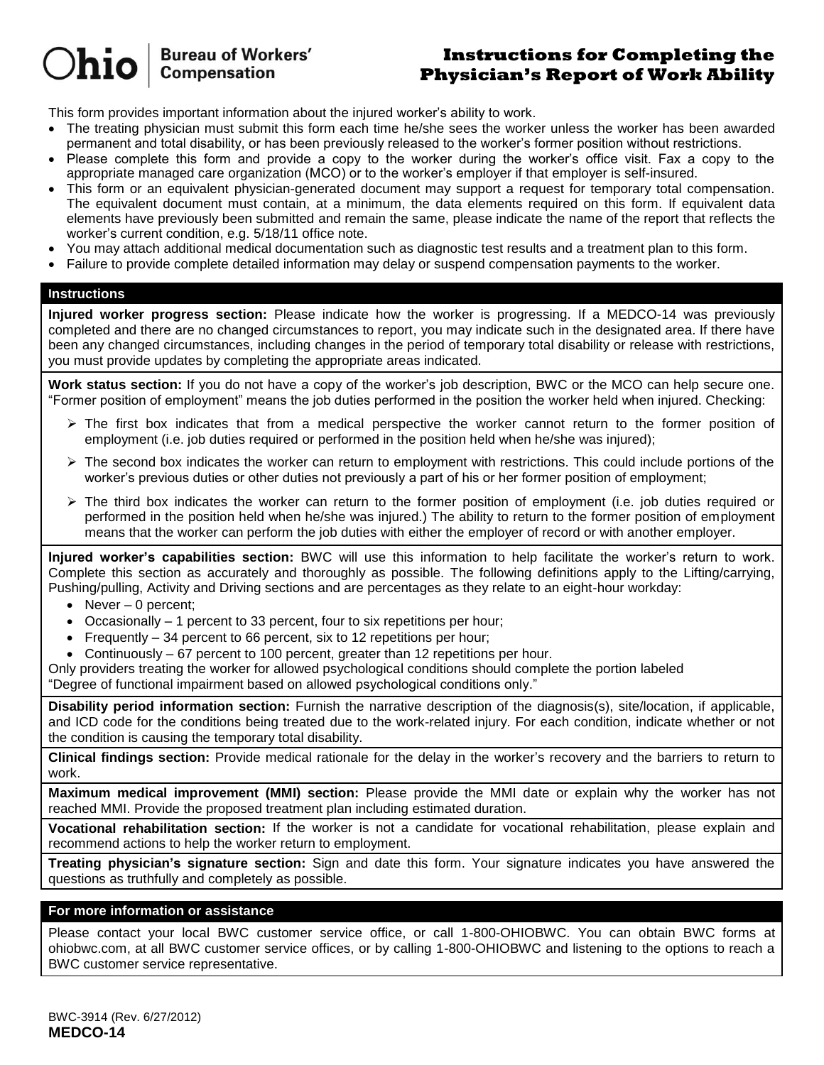Ohio | Bureau of Workers' Compensation

# Instructions for Completing the Physician's Report of Work Ability

This form provides important information about the injured worker's ability to work.

- The treating physician must submit this form each time he/she sees the worker unless the worker has been awarded permanent and total disability, or has been previously released to the worker's former position without restrictions.
- Please complete this form and provide a copy to the worker during the worker's office visit. Fax a copy to the appropriate managed care organization (MCO) or to the worker's employer if that employer is self-insured.
- This form or an equivalent physician-generated document may support a request for temporary total compensation. The equivalent document must contain, at a minimum, the data elements required on this form. If equivalent data elements have previously been submitted and remain the same, please indicate the name of the report that reflects the worker's current condition, e.g. 5/18/11 office note.
- You may attach additional medical documentation such as diagnostic test results and a treatment plan to this form.
- Failure to provide complete detailed information may delay or suspend compensation payments to the worker.

## Instructions

**Injured worker progress section:** Please indicate how the worker is progressing. If a MEDCO-14 was previously completed and there are no changed circumstances to report, you may indicate such in the designated area. If there have been any changed circumstances, including changes in the period of temporary total disability or release with restrictions, you must provide updates by completing the appropriate areas indicated.

**Work status section:** If you do not have a copy of the worker's job description, BWC or the MCO can help secure one. "Former position of employment" means the job duties performed in the position the worker held when injured. Checking:

- The first box indicates that from a medical perspective the worker cannot return to the former position of employment (i.e. job duties required or performed in the position held when he/she was injured);
- The second box indicates the worker can return to employment with restrictions. This could include portions of the worker's previous duties or other duties not previously a part of his or her former position of employment;
- The third box indicates the worker can return to the former position of employment (i.e. job duties required or performed in the position held when he/she was injured.) The ability to return to the former position of employment means that the worker can perform the job duties with either the employer of record or with another employer.

**Injured worker's capabilities section:** BWC will use this information to help facilitate the worker's return to work. Complete this section as accurately and thoroughly as possible. The following definitions apply to the Lifting/carrying, Pushing/pulling, Activity and Driving sections and are percentages as they relate to an eight-hour workday:

- Never – 0 percent;
- Occasionally – 1 percent to 33 percent, four to six repetitions per hour;
- Frequently – 34 percent to 66 percent, six to 12 repetitions per hour;
- Continuously – 67 percent to 100 percent, greater than 12 repetitions per hour.

Only providers treating the worker for allowed psychological conditions should complete the portion labeled "Degree of functional impairment based on allowed psychological conditions only."

**Disability period information section:** Furnish the narrative description of the diagnosis(s), site/location, if applicable, and ICD code for the conditions being treated due to the work-related injury. For each condition, indicate whether or not the condition is causing the temporary total disability.

**Clinical findings section:** Provide medical rationale for the delay in the worker's recovery and the barriers to return to work.

**Maximum medical improvement (MMI) section:** Please provide the MMI date or explain why the worker has not reached MMI. Provide the proposed treatment plan including estimated duration.

**Vocational rehabilitation section:** If the worker is not a candidate for vocational rehabilitation, please explain and recommend actions to help the worker return to employment.

**Treating physician's signature section:** Sign and date this form. Your signature indicates you have answered the questions as truthfully and completely as possible.

## For more information or assistance

Please contact your local BWC customer service office, or call 1-800-OHIOBWC. You can obtain BWC forms at ohiobwc.com, at all BWC customer service offices, or by calling 1-800-OHIOBWC and listening to the options to reach a BWC customer service representative.

BWC-3914 (Rev. 6/27/2012)
**MEDCO-14**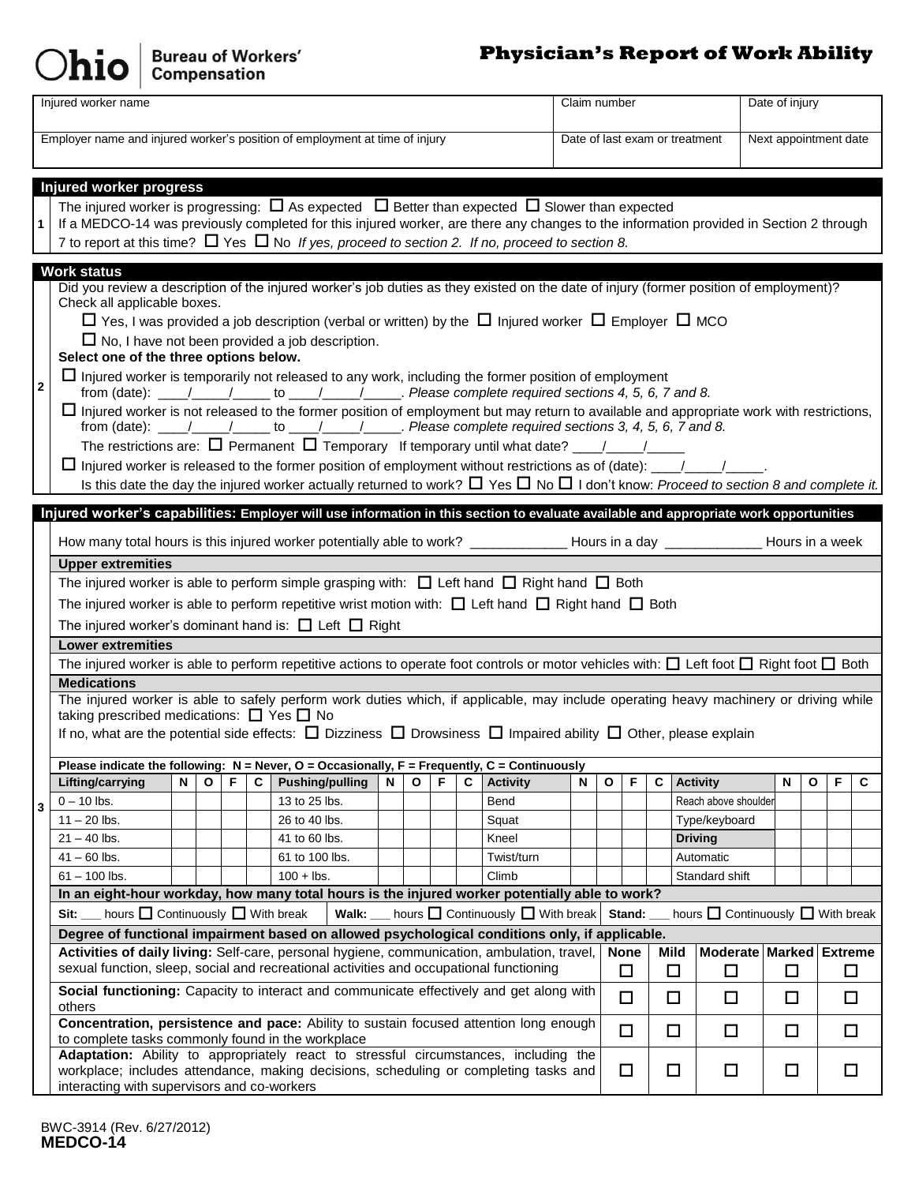**Ohio** | **Bureau of Workers' Compensation**

# Physician's Report of Work Ability

| Injured worker name | Claim number | Date of injury |
|---|---|---|
| | | |
| **Employer name and injured worker's position of employment at time of injury** | **Date of last exam or treatment** | **Next appointment date** |
| | | |

## Injured worker progress

**1**

The injured worker is progressing: ☐ As expected ☐ Better than expected ☐ Slower than expected

If a MEDCO-14 was previously completed for this injured worker, are there any changes to the information provided in Section 2 through 7 to report at this time? ☐ Yes ☐ No *If yes, proceed to section 2. If no, proceed to section 8.*

## Work status

**2**

Did you review a description of the injured worker's job duties as they existed on the date of injury (former position of employment)? Check all applicable boxes.

☐ Yes, I was provided a job description (verbal or written) by the ☐ Injured worker ☐ Employer ☐ MCO

☐ No, I have not been provided a job description.

**Select one of the three options below.**

☐ Injured worker is temporarily not released to any work, including the former position of employment from (date): ____/_____/_____ to ____/_____/_____. *Please complete required sections 4, 5, 6, 7 and 8.*

☐ Injured worker is not released to the former position of employment but may return to available and appropriate work with restrictions, from (date): ____/_____/_____ to ____/_____/_____. *Please complete required sections 3, 4, 5, 6, 7 and 8.*

The restrictions are: ☐ Permanent ☐ Temporary If temporary until what date? ____/_____/_____

☐ Injured worker is released to the former position of employment without restrictions as of (date): ____/_____/_____.

Is this date the day the injured worker actually returned to work? ☐ Yes ☐ No ☐ I don't know: *Proceed to section 8 and complete it.*

## Injured worker's capabilities: Employer will use information in this section to evaluate available and appropriate work opportunities

**3**

How many total hours is this injured worker potentially able to work? ____________ Hours in a day ____________ Hours in a week

### Upper extremities

The injured worker is able to perform simple grasping with: ☐ Left hand ☐ Right hand ☐ Both

The injured worker is able to perform repetitive wrist motion with: ☐ Left hand ☐ Right hand ☐ Both

The injured worker's dominant hand is: ☐ Left ☐ Right

### Lower extremities

The injured worker is able to perform repetitive actions to operate foot controls or motor vehicles with: ☐ Left foot ☐ Right foot ☐ Both

### Medications

The injured worker is able to safely perform work duties which, if applicable, may include operating heavy machinery or driving while taking prescribed medications: ☐ Yes ☐ No

If no, what are the potential side effects: ☐ Dizziness ☐ Drowsiness ☐ Impaired ability ☐ Other, please explain

**Please indicate the following: N = Never, O = Occasionally, F = Frequently, C = Continuously**

| Lifting/carrying | N | O | F | C | Pushing/pulling | N | O | F | C | Activity | N | O | F | C | Activity | N | O | F | C |
|---|---|---|---|---|---|---|---|---|---|---|---|---|---|---|---|---|---|---|---|
| 0 – 10 lbs. | | | | | 13 to 25 lbs. | | | | | Bend | | | | | Reach above shoulder | | | | |
| 11 – 20 lbs. | | | | | 26 to 40 lbs. | | | | | Squat | | | | | Type/keyboard | | | | |
| 21 – 40 lbs. | | | | | 41 to 60 lbs. | | | | | Kneel | | | | | **Driving** | | | | |
| 41 – 60 lbs. | | | | | 61 to 100 lbs. | | | | | Twist/turn | | | | | Automatic | | | | |
| 61 – 100 lbs. | | | | | 100 + lbs. | | | | | Climb | | | | | Standard shift | | | | |

**In an eight-hour workday, how many total hours is the injured worker potentially able to work?**

**Sit:** ___ hours ☐ Continuously ☐ With break | **Walk:** ___ hours ☐ Continuously ☐ With break | **Stand:** ___ hours ☐ Continuously ☐ With break

**Degree of functional impairment based on allowed psychological conditions only, if applicable.**

| | None | Mild | Moderate | Marked | Extreme |
|---|---|---|---|---|---|
| **Activities of daily living:** Self-care, personal hygiene, communication, ambulation, travel, sexual function, sleep, social and recreational activities and occupational functioning | ☐ | ☐ | ☐ | ☐ | ☐ |
| **Social functioning:** Capacity to interact and communicate effectively and get along with others | ☐ | ☐ | ☐ | ☐ | ☐ |
| **Concentration, persistence and pace:** Ability to sustain focused attention long enough to complete tasks commonly found in the workplace | ☐ | ☐ | ☐ | ☐ | ☐ |
| **Adaptation:** Ability to appropriately react to stressful circumstances, including the workplace; includes attendance, making decisions, scheduling or completing tasks and interacting with supervisors and co-workers | ☐ | ☐ | ☐ | ☐ | ☐ |

BWC-3914 (Rev. 6/27/2012)
**MEDCO-14**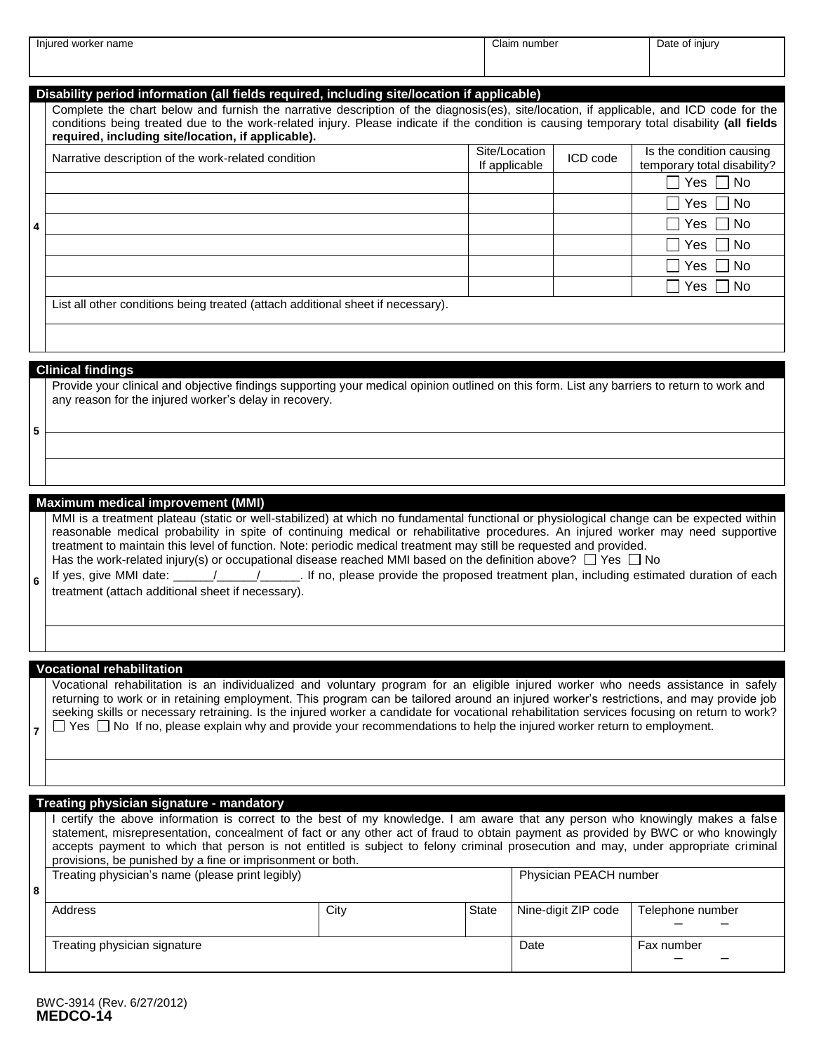| Injured worker name | Claim number | Date of injury |
|---|---|---|
| | | |

## Disability period information (all fields required, including site/location if applicable)

**4**

Complete the chart below and furnish the narrative description of the diagnosis(es), site/location, if applicable, and ICD code for the conditions being treated due to the work-related injury. Please indicate if the condition is causing temporary total disability **(all fields required, including site/location, if applicable).**

| Narrative description of the work-related condition | Site/Location If applicable | ICD code | Is the condition causing temporary total disability? |
|---|---|---|---|
| | | | ☐ Yes ☐ No |
| | | | ☐ Yes ☐ No |
| | | | ☐ Yes ☐ No |
| | | | ☐ Yes ☐ No |
| | | | ☐ Yes ☐ No |
| | | | ☐ Yes ☐ No |

List all other conditions being treated (attach additional sheet if necessary).

## Clinical findings

**5**

Provide your clinical and objective findings supporting your medical opinion outlined on this form. List any barriers to return to work and any reason for the injured worker's delay in recovery.

## Maximum medical improvement (MMI)

**6**

MMI is a treatment plateau (static or well-stabilized) at which no fundamental functional or physiological change can be expected within reasonable medical probability in spite of continuing medical or rehabilitative procedures. An injured worker may need supportive treatment to maintain this level of function. Note: periodic medical treatment may still be requested and provided.

Has the work-related injury(s) or occupational disease reached MMI based on the definition above? ☐ Yes ☐ No

If yes, give MMI date: ______/______/______. If no, please provide the proposed treatment plan, including estimated duration of each treatment (attach additional sheet if necessary).

## Vocational rehabilitation

**7**

Vocational rehabilitation is an individualized and voluntary program for an eligible injured worker who needs assistance in safely returning to work or in retaining employment. This program can be tailored around an injured worker's restrictions, and may provide job seeking skills or necessary retraining. Is the injured worker a candidate for vocational rehabilitation services focusing on return to work? ☐ Yes ☐ No If no, please explain why and provide your recommendations to help the injured worker return to employment.

## Treating physician signature - mandatory

**8**

I certify the above information is correct to the best of my knowledge. I am aware that any person who knowingly makes a false statement, misrepresentation, concealment of fact or any other act of fraud to obtain payment as provided by BWC or who knowingly accepts payment to which that person is not entitled is subject to felony criminal prosecution and may, under appropriate criminal provisions, be punished by a fine or imprisonment or both.

| Treating physician's name (please print legibly) | | | Physician PEACH number | |
|---|---|---|---|---|
| Address | City | State | Nine-digit ZIP code | Telephone number<br>– – |
| Treating physician signature | | | Date | Fax number<br>– – |

BWC-3914 (Rev. 6/27/2012)
**MEDCO-14**